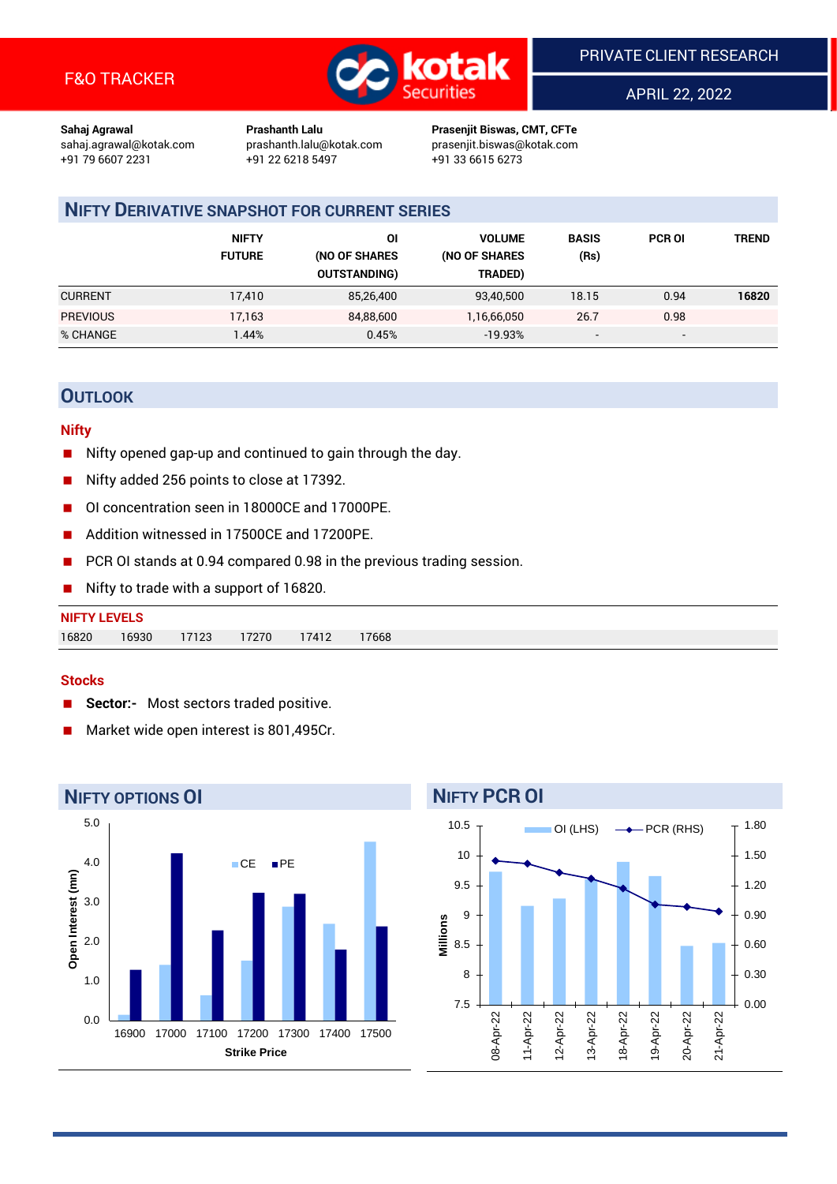F&O TRACKER

PRIVATE CLIENT RESEARCH

APRIL 22, 2022

**Sahaj Agrawal**
sahaj.agrawal@kotak.com
+91 79 6607 2231

**Prashanth Lalu**
prashanth.lalu@kotak.com
+91 22 6218 5497

**Prasenjit Biswas, CMT, CFTe**
prasenjit.biswas@kotak.com
+91 33 6615 6273

## NIFTY DERIVATIVE SNAPSHOT FOR CURRENT SERIES

| | NIFTY FUTURE | OI (NO OF SHARES OUTSTANDING) | VOLUME (NO OF SHARES TRADED) | BASIS (Rs) | PCR OI | TREND |
|---|---|---|---|---|---|---|
| CURRENT | 17,410 | 85,26,400 | 93,40,500 | 18.15 | 0.94 | **16820** |
| PREVIOUS | 17,163 | 84,88,600 | 1,16,66,050 | 26.7 | 0.98 | |
| % CHANGE | 1.44% | 0.45% | -19.93% | - | - | |

## OUTLOOK

### Nifty

- Nifty opened gap-up and continued to gain through the day.
- Nifty added 256 points to close at 17392.
- OI concentration seen in 18000CE and 17000PE.
- Addition witnessed in 17500CE and 17200PE.
- PCR OI stands at 0.94 compared 0.98 in the previous trading session.
- Nifty to trade with a support of 16820.

**NIFTY LEVELS**

| 16820 | 16930 | 17123 | 17270 | 17412 | 17668 |
|---|---|---|---|---|---|

### Stocks

- **Sector:-** Most sectors traded positive.
- Market wide open interest is 801,495Cr.

## NIFTY OPTIONS OI

## NIFTY PCR OI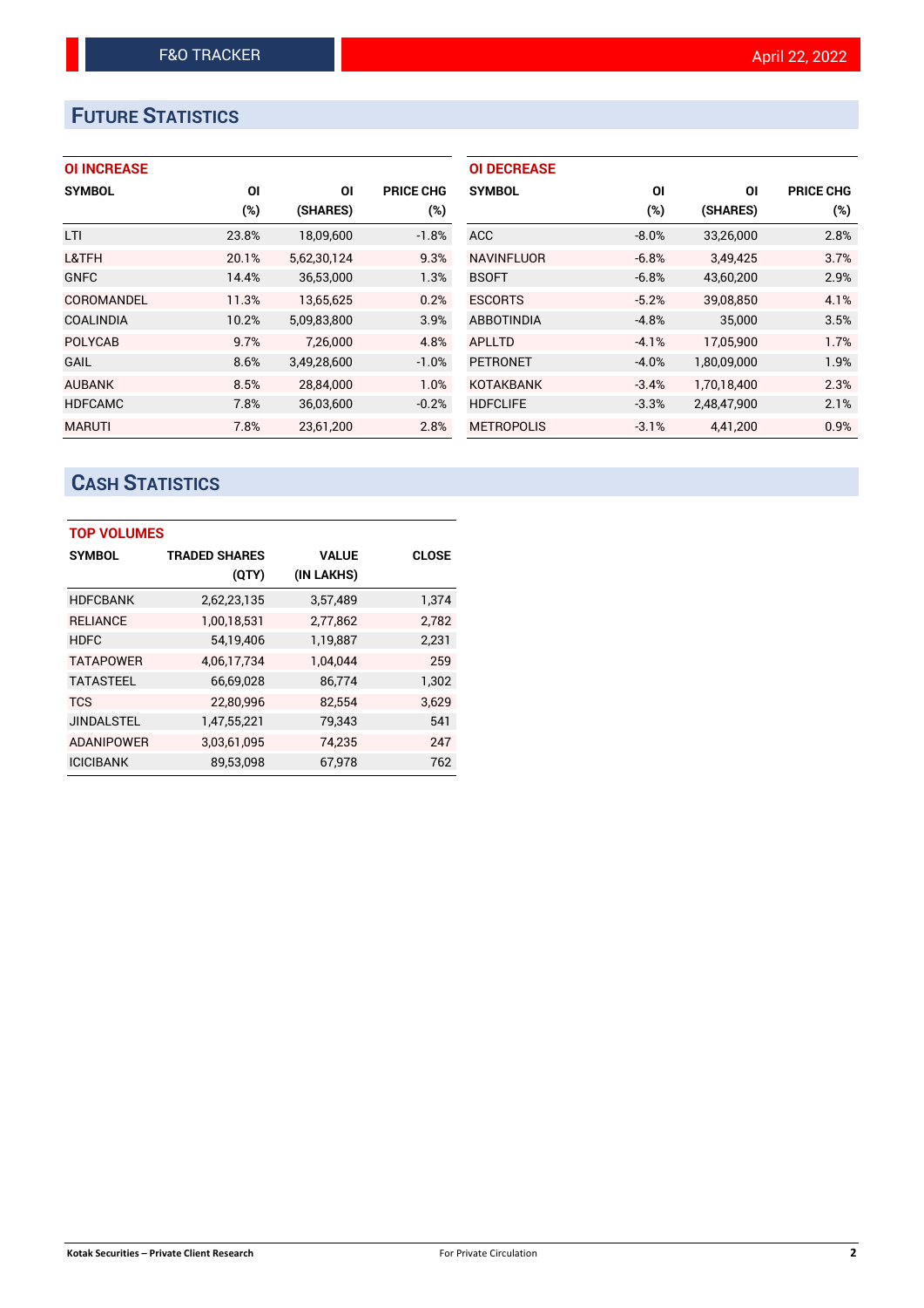## FUTURE STATISTICS

### OI INCREASE

| SYMBOL | OI (%) | OI (SHARES) | PRICE CHG (%) |
|---|---|---|---|
| LTI | 23.8% | 18,09,600 | -1.8% |
| L&TFH | 20.1% | 5,62,30,124 | 9.3% |
| GNFC | 14.4% | 36,53,000 | 1.3% |
| COROMANDEL | 11.3% | 13,65,625 | 0.2% |
| COALINDIA | 10.2% | 5,09,83,800 | 3.9% |
| POLYCAB | 9.7% | 7,26,000 | 4.8% |
| GAIL | 8.6% | 3,49,28,600 | -1.0% |
| AUBANK | 8.5% | 28,84,000 | 1.0% |
| HDFCAMC | 7.8% | 36,03,600 | -0.2% |
| MARUTI | 7.8% | 23,61,200 | 2.8% |

### OI DECREASE

| SYMBOL | OI (%) | OI (SHARES) | PRICE CHG (%) |
|---|---|---|---|
| ACC | -8.0% | 33,26,000 | 2.8% |
| NAVINFLUOR | -6.8% | 3,49,425 | 3.7% |
| BSOFT | -6.8% | 43,60,200 | 2.9% |
| ESCORTS | -5.2% | 39,08,850 | 4.1% |
| ABBOTINDIA | -4.8% | 35,000 | 3.5% |
| APLLTD | -4.1% | 17,05,900 | 1.7% |
| PETRONET | -4.0% | 1,80,09,000 | 1.9% |
| KOTAKBANK | -3.4% | 1,70,18,400 | 2.3% |
| HDFCLIFE | -3.3% | 2,48,47,900 | 2.1% |
| METROPOLIS | -3.1% | 4,41,200 | 0.9% |

## CASH STATISTICS

### TOP VOLUMES

| SYMBOL | TRADED SHARES (QTY) | VALUE (IN LAKHS) | CLOSE |
|---|---|---|---|
| HDFCBANK | 2,62,23,135 | 3,57,489 | 1,374 |
| RELIANCE | 1,00,18,531 | 2,77,862 | 2,782 |
| HDFC | 54,19,406 | 1,19,887 | 2,231 |
| TATAPOWER | 4,06,17,734 | 1,04,044 | 259 |
| TATASTEEL | 66,69,028 | 86,774 | 1,302 |
| TCS | 22,80,996 | 82,554 | 3,629 |
| JINDALSTEL | 1,47,55,221 | 79,343 | 541 |
| ADANIPOWER | 3,03,61,095 | 74,235 | 247 |
| ICICIBANK | 89,53,098 | 67,978 | 762 |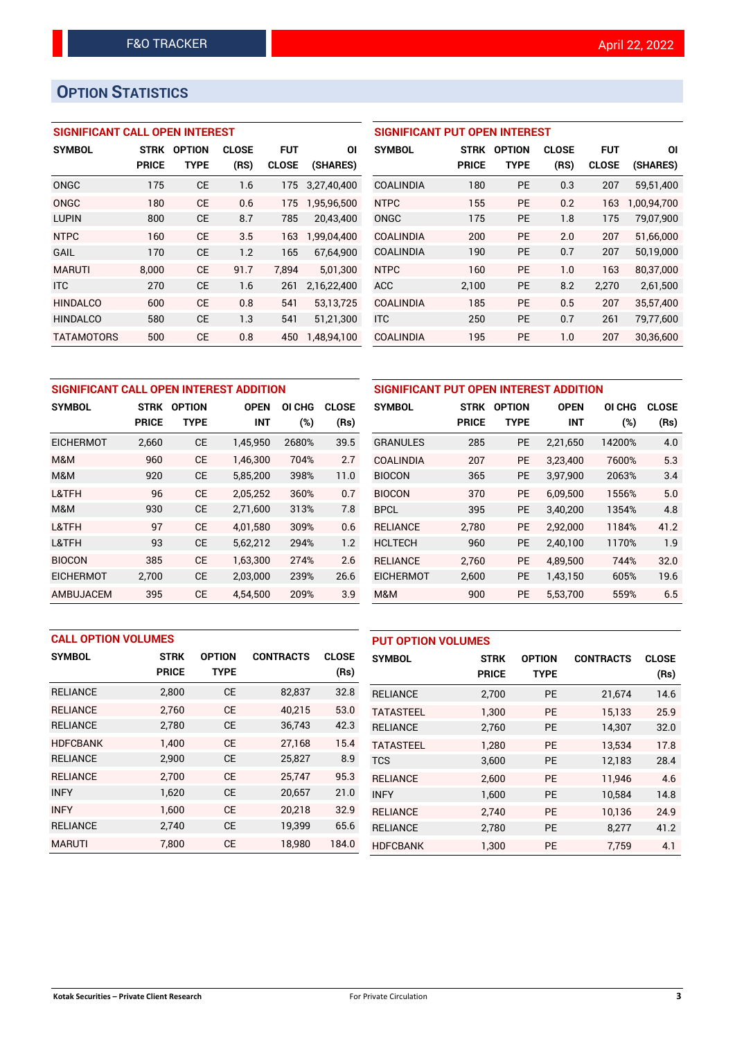# OPTION STATISTICS

### SIGNIFICANT CALL OPEN INTEREST

| SYMBOL | STRK PRICE | OPTION TYPE | CLOSE (RS) | FUT CLOSE | OI (SHARES) |
|---|---|---|---|---|---|
| ONGC | 175 | CE | 1.6 | 175 | 3,27,40,400 |
| ONGC | 180 | CE | 0.6 | 175 | 1,95,96,500 |
| LUPIN | 800 | CE | 8.7 | 785 | 20,43,400 |
| NTPC | 160 | CE | 3.5 | 163 | 1,99,04,400 |
| GAIL | 170 | CE | 1.2 | 165 | 67,64,900 |
| MARUTI | 8,000 | CE | 91.7 | 7,894 | 5,01,300 |
| ITC | 270 | CE | 1.6 | 261 | 2,16,22,400 |
| HINDALCO | 600 | CE | 0.8 | 541 | 53,13,725 |
| HINDALCO | 580 | CE | 1.3 | 541 | 51,21,300 |
| TATAMOTORS | 500 | CE | 0.8 | 450 | 1,48,94,100 |

### SIGNIFICANT PUT OPEN INTEREST

| SYMBOL | STRK PRICE | OPTION TYPE | CLOSE (RS) | FUT CLOSE | OI (SHARES) |
|---|---|---|---|---|---|
| COALINDIA | 180 | PE | 0.3 | 207 | 59,51,400 |
| NTPC | 155 | PE | 0.2 | 163 | 1,00,94,700 |
| ONGC | 175 | PE | 1.8 | 175 | 79,07,900 |
| COALINDIA | 200 | PE | 2.0 | 207 | 51,66,000 |
| COALINDIA | 190 | PE | 0.7 | 207 | 50,19,000 |
| NTPC | 160 | PE | 1.0 | 163 | 80,37,000 |
| ACC | 2,100 | PE | 8.2 | 2,270 | 2,61,500 |
| COALINDIA | 185 | PE | 0.5 | 207 | 35,57,400 |
| ITC | 250 | PE | 0.7 | 261 | 79,77,600 |
| COALINDIA | 195 | PE | 1.0 | 207 | 30,36,600 |

### SIGNIFICANT CALL OPEN INTEREST ADDITION

| SYMBOL | STRK PRICE | OPTION TYPE | OPEN INT | OI CHG (%) | CLOSE (Rs) |
|---|---|---|---|---|---|
| EICHERMOT | 2,660 | CE | 1,45,950 | 2680% | 39.5 |
| M&M | 960 | CE | 1,46,300 | 704% | 2.7 |
| M&M | 920 | CE | 5,85,200 | 398% | 11.0 |
| L&TFH | 96 | CE | 2,05,252 | 360% | 0.7 |
| M&M | 930 | CE | 2,71,600 | 313% | 7.8 |
| L&TFH | 97 | CE | 4,01,580 | 309% | 0.6 |
| L&TFH | 93 | CE | 5,62,212 | 294% | 1.2 |
| BIOCON | 385 | CE | 1,63,300 | 274% | 2.6 |
| EICHERMOT | 2,700 | CE | 2,03,000 | 239% | 26.6 |
| AMBUJACEM | 395 | CE | 4,54,500 | 209% | 3.9 |

### SIGNIFICANT PUT OPEN INTEREST ADDITION

| SYMBOL | STRK PRICE | OPTION TYPE | OPEN INT | OI CHG (%) | CLOSE (Rs) |
|---|---|---|---|---|---|
| GRANULES | 285 | PE | 2,21,650 | 14200% | 4.0 |
| COALINDIA | 207 | PE | 3,23,400 | 7600% | 5.3 |
| BIOCON | 365 | PE | 3,97,900 | 2063% | 3.4 |
| BIOCON | 370 | PE | 6,09,500 | 1556% | 5.0 |
| BPCL | 395 | PE | 3,40,200 | 1354% | 4.8 |
| RELIANCE | 2,780 | PE | 2,92,000 | 1184% | 41.2 |
| HCLTECH | 960 | PE | 2,40,100 | 1170% | 1.9 |
| RELIANCE | 2,760 | PE | 4,89,500 | 744% | 32.0 |
| EICHERMOT | 2,600 | PE | 1,43,150 | 605% | 19.6 |
| M&M | 900 | PE | 5,53,700 | 559% | 6.5 |

### CALL OPTION VOLUMES

| SYMBOL | STRK PRICE | OPTION TYPE | CONTRACTS | CLOSE (Rs) |
|---|---|---|---|---|
| RELIANCE | 2,800 | CE | 82,837 | 32.8 |
| RELIANCE | 2,760 | CE | 40,215 | 53.0 |
| RELIANCE | 2,780 | CE | 36,743 | 42.3 |
| HDFCBANK | 1,400 | CE | 27,168 | 15.4 |
| RELIANCE | 2,900 | CE | 25,827 | 8.9 |
| RELIANCE | 2,700 | CE | 25,747 | 95.3 |
| INFY | 1,620 | CE | 20,657 | 21.0 |
| INFY | 1,600 | CE | 20,218 | 32.9 |
| RELIANCE | 2,740 | CE | 19,399 | 65.6 |
| MARUTI | 7,800 | CE | 18,980 | 184.0 |

### PUT OPTION VOLUMES

| SYMBOL | STRK PRICE | OPTION TYPE | CONTRACTS | CLOSE (Rs) |
|---|---|---|---|---|
| RELIANCE | 2,700 | PE | 21,674 | 14.6 |
| TATASTEEL | 1,300 | PE | 15,133 | 25.9 |
| RELIANCE | 2,760 | PE | 14,307 | 32.0 |
| TATASTEEL | 1,280 | PE | 13,534 | 17.8 |
| TCS | 3,600 | PE | 12,183 | 28.4 |
| RELIANCE | 2,600 | PE | 11,946 | 4.6 |
| INFY | 1,600 | PE | 10,584 | 14.8 |
| RELIANCE | 2,740 | PE | 10,136 | 24.9 |
| RELIANCE | 2,780 | PE | 8,277 | 41.2 |
| HDFCBANK | 1,300 | PE | 7,759 | 4.1 |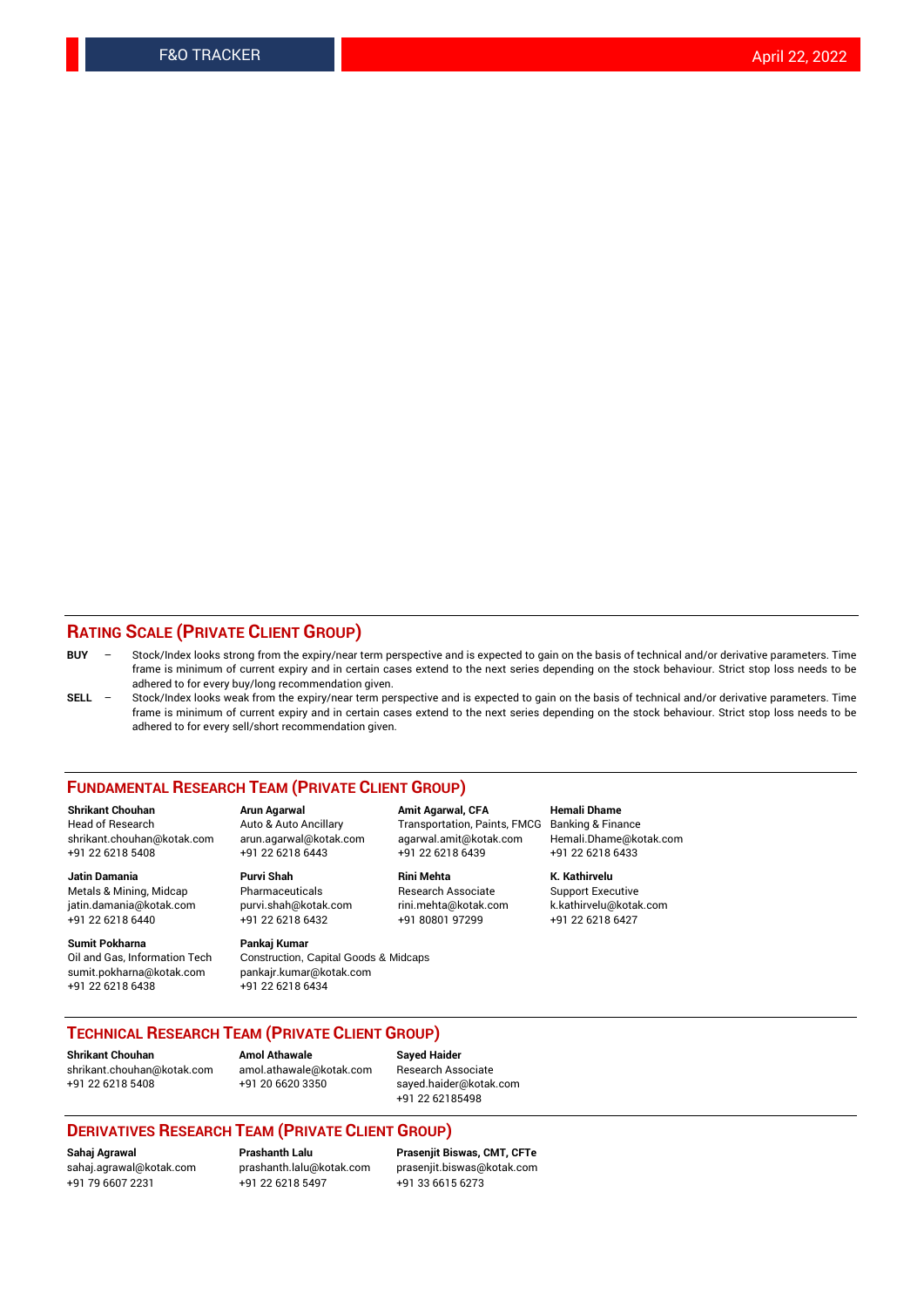## RATING SCALE (PRIVATE CLIENT GROUP)

**BUY** – Stock/Index looks strong from the expiry/near term perspective and is expected to gain on the basis of technical and/or derivative parameters. Time frame is minimum of current expiry and in certain cases extend to the next series depending on the stock behaviour. Strict stop loss needs to be adhered to for every buy/long recommendation given.

**SELL** – Stock/Index looks weak from the expiry/near term perspective and is expected to gain on the basis of technical and/or derivative parameters. Time frame is minimum of current expiry and in certain cases extend to the next series depending on the stock behaviour. Strict stop loss needs to be adhered to for every sell/short recommendation given.

## FUNDAMENTAL RESEARCH TEAM (PRIVATE CLIENT GROUP)

**Shrikant Chouhan**
Head of Research
shrikant.chouhan@kotak.com
+91 22 6218 5408

**Arun Agarwal**
Auto & Auto Ancillary
arun.agarwal@kotak.com
+91 22 6218 6443

**Amit Agarwal, CFA**
Transportation, Paints, FMCG
agarwal.amit@kotak.com
+91 22 6218 6439

**Hemali Dhame**
Banking & Finance
Hemali.Dhame@kotak.com
+91 22 6218 6433

**Jatin Damania**
Metals & Mining, Midcap
jatin.damania@kotak.com
+91 22 6218 6440

**Purvi Shah**
Pharmaceuticals
purvi.shah@kotak.com
+91 22 6218 6432

**Rini Mehta**
Research Associate
rini.mehta@kotak.com
+91 80801 97299

**K. Kathirvelu**
Support Executive
k.kathirvelu@kotak.com
+91 22 6218 6427

**Sumit Pokharna**
Oil and Gas, Information Tech
sumit.pokharna@kotak.com
+91 22 6218 6438

**Pankaj Kumar**
Construction, Capital Goods & Midcaps
pankajr.kumar@kotak.com
+91 22 6218 6434

## TECHNICAL RESEARCH TEAM (PRIVATE CLIENT GROUP)

**Shrikant Chouhan**
shrikant.chouhan@kotak.com
+91 22 6218 5408

**Amol Athawale**
amol.athawale@kotak.com
+91 20 6620 3350

**Sayed Haider**
Research Associate
sayed.haider@kotak.com
+91 22 62185498

## DERIVATIVES RESEARCH TEAM (PRIVATE CLIENT GROUP)

**Sahaj Agrawal**
sahaj.agrawal@kotak.com
+91 79 6607 2231

**Prashanth Lalu**
prashanth.lalu@kotak.com
+91 22 6218 5497

**Prasenjit Biswas, CMT, CFTe**
prasenjit.biswas@kotak.com
+91 33 6615 6273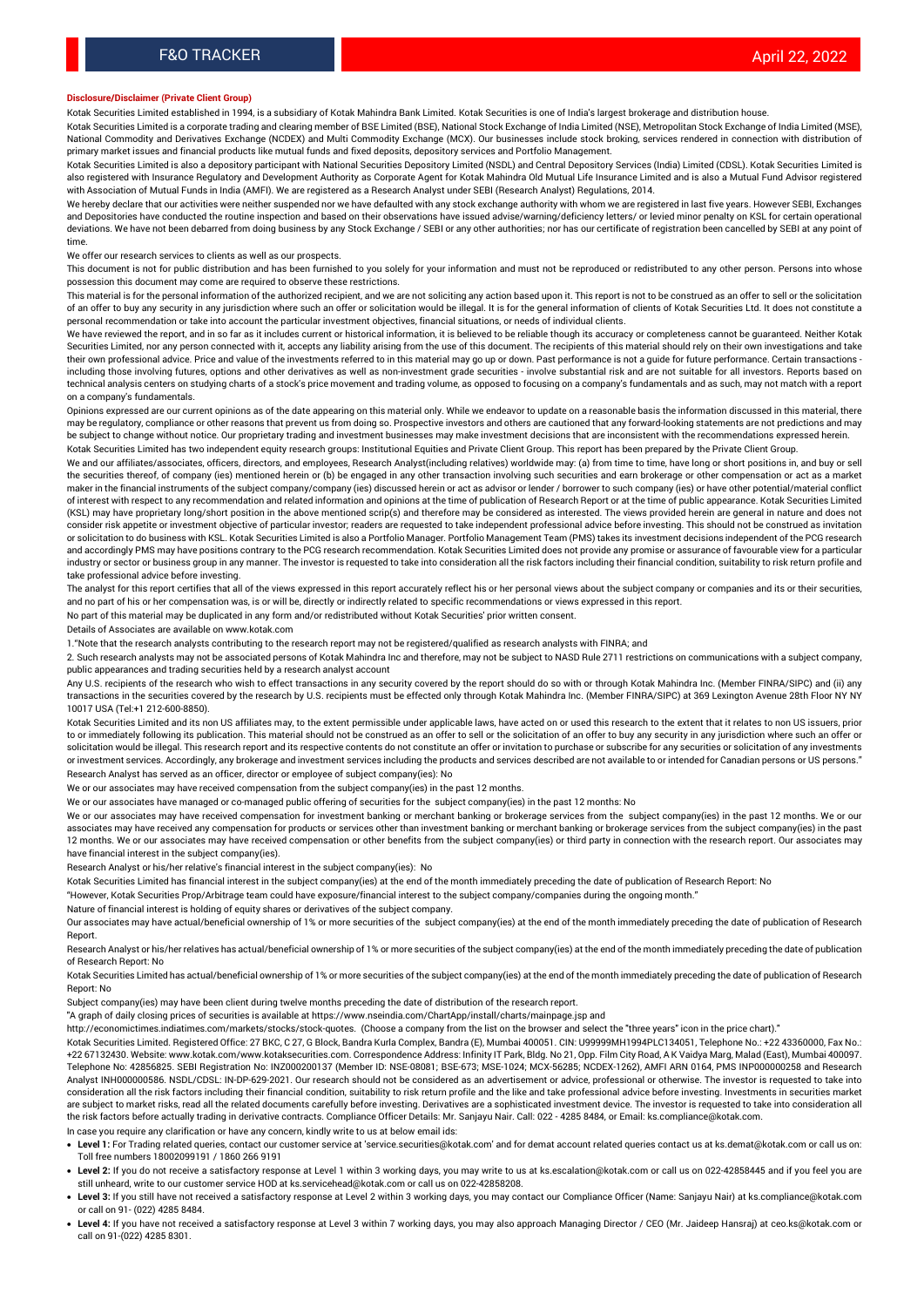**Disclosure/Disclaimer (Private Client Group)**

Kotak Securities Limited established in 1994, is a subsidiary of Kotak Mahindra Bank Limited. Kotak Securities is one of India's largest brokerage and distribution house.

Kotak Securities Limited is a corporate trading and clearing member of BSE Limited (BSE), National Stock Exchange of India Limited (NSE), Metropolitan Stock Exchange of India Limited (MSE), National Commodity and Derivatives Exchange (NCDEX) and Multi Commodity Exchange (MCX). Our businesses include stock broking, services rendered in connection with distribution of primary market issues and financial products like mutual funds and fixed deposits, depository services and Portfolio Management.

Kotak Securities Limited is also a depository participant with National Securities Depository Limited (NSDL) and Central Depository Services (India) Limited (CDSL). Kotak Securities Limited is also registered with Insurance Regulatory and Development Authority as Corporate Agent for Kotak Mahindra Old Mutual Life Insurance Limited and is also a Mutual Fund Advisor registered with Association of Mutual Funds in India (AMFI). We are registered as a Research Analyst under SEBI (Research Analyst) Regulations, 2014.

We hereby declare that our activities were neither suspended nor we have defaulted with any stock exchange authority with whom we are registered in last five years. However SEBI, Exchanges and Depositories have conducted the routine inspection and based on their observations have issued advise/warning/deficiency letters/ or levied minor penalty on KSL for certain operational deviations. We have not been debarred from doing business by any Stock Exchange / SEBI or any other authorities; nor has our certificate of registration been cancelled by SEBI at any point of time.

We offer our research services to clients as well as our prospects.

This document is not for public distribution and has been furnished to you solely for your information and must not be reproduced or redistributed to any other person. Persons into whose possession this document may come are required to observe these restrictions.

This material is for the personal information of the authorized recipient, and we are not soliciting any action based upon it. This report is not to be construed as an offer to sell or the solicitation of an offer to buy any security in any jurisdiction where such an offer or solicitation would be illegal. It is for the general information of clients of Kotak Securities Ltd. It does not constitute a personal recommendation or take into account the particular investment objectives, financial situations, or needs of individual clients.

We have reviewed the report, and in so far as it includes current or historical information, it is believed to be reliable though its accuracy or completeness cannot be guaranteed. Neither Kotak Securities Limited, nor any person connected with it, accepts any liability arising from the use of this document. The recipients of this material should rely on their own investigations and take their own professional advice. Price and value of the investments referred to in this material may go up or down. Past performance is not a guide for future performance. Certain transactions - including those involving futures, options and other derivatives as well as non-investment grade securities - involve substantial risk and are not suitable for all investors. Reports based on technical analysis centers on studying charts of a stock's price movement and trading volume, as opposed to focusing on a company's fundamentals and as such, may not match with a report on a company's fundamentals.

Opinions expressed are our current opinions as of the date appearing on this material only. While we endeavor to update on a reasonable basis the information discussed in this material, there may be regulatory, compliance or other reasons that prevent us from doing so. Prospective investors and others are cautioned that any forward-looking statements are not predictions and may be subject to change without notice. Our proprietary trading and investment businesses may make investment decisions that are inconsistent with the recommendations expressed herein.

Kotak Securities Limited has two independent equity research groups: Institutional Equities and Private Client Group. This report has been prepared by the Private Client Group.

We and our affiliates/associates, officers, directors, and employees, Research Analyst(including relatives) worldwide may: (a) from time to time, have long or short positions in, and buy or sell the securities thereof, of company (ies) mentioned herein or (b) be engaged in any other transaction involving such securities and earn brokerage or other compensation or act as a market maker in the financial instruments of the subject company/company (ies) discussed herein or act as advisor or lender / borrower to such company (ies) or have other potential/material conflict of interest with respect to any recommendation and related information and opinions at the time of publication of Research Report or at the time of public appearance. Kotak Securities Limited (KSL) may have proprietary long/short position in the above mentioned scrip(s) and therefore may be considered as interested. The views provided herein are general in nature and does not consider risk appetite or investment objective of particular investor; readers are requested to take independent professional advice before investing. This should not be construed as invitation or solicitation to do business with KSL. Kotak Securities Limited is also a Portfolio Manager. Portfolio Management Team (PMS) takes its investment decisions independent of the PCG research and accordingly PMS may have positions contrary to the PCG research recommendation. Kotak Securities Limited does not provide any promise or assurance of favourable view for a particular industry or sector or business group in any manner. The investor is requested to take into consideration all the risk factors including their financial condition, suitability to risk return profile and take professional advice before investing.

The analyst for this report certifies that all of the views expressed in this report accurately reflect his or her personal views about the subject company or companies and its or their securities, and no part of his or her compensation was, is or will be, directly or indirectly related to specific recommendations or views expressed in this report.

No part of this material may be duplicated in any form and/or redistributed without Kotak Securities' prior written consent.

Details of Associates are available on www.kotak.com

1."Note that the research analysts contributing to the research report may not be registered/qualified as research analysts with FINRA; and

2. Such research analysts may not be associated persons of Kotak Mahindra Inc and therefore, may not be subject to NASD Rule 2711 restrictions on communications with a subject company, public appearances and trading securities held by a research analyst account

Any U.S. recipients of the research who wish to effect transactions in any security covered by the report should do so with or through Kotak Mahindra Inc. (Member FINRA/SIPC) and (ii) any transactions in the securities covered by the research by U.S. recipients must be effected only through Kotak Mahindra Inc. (Member FINRA/SIPC) at 369 Lexington Avenue 28th Floor NY NY 10017 USA (Tel:+1 212-600-8850).

Kotak Securities Limited and its non US affiliates may, to the extent permissible under applicable laws, have acted on or used this research to the extent that it relates to non US issuers, prior to or immediately following its publication. This material should not be construed as an offer to sell or the solicitation of an offer to buy any security in any jurisdiction where such an offer or solicitation would be illegal. This research report and its respective contents do not constitute an offer or invitation to purchase or subscribe for any securities or solicitation of any investments or investment services. Accordingly, any brokerage and investment services including the products and services described are not available to or intended for Canadian persons or US persons."

Research Analyst has served as an officer, director or employee of subject company(ies): No

We or our associates may have received compensation from the subject company(ies) in the past 12 months.

We or our associates have managed or co-managed public offering of securities for the subject company(ies) in the past 12 months: No

We or our associates may have received compensation for investment banking or merchant banking or brokerage services from the subject company(ies) in the past 12 months. We or our associates may have received any compensation for products or services other than investment banking or merchant banking or brokerage services from the subject company(ies) in the past 12 months. We or our associates may have received compensation or other benefits from the subject company(ies) or third party in connection with the research report. Our associates may have financial interest in the subject company(ies).

Research Analyst or his/her relative's financial interest in the subject company(ies): No

Kotak Securities Limited has financial interest in the subject company(ies) at the end of the month immediately preceding the date of publication of Research Report: No

"However, Kotak Securities Prop/Arbitrage team could have exposure/financial interest to the subject company/companies during the ongoing month."

Nature of financial interest is holding of equity shares or derivatives of the subject company.

Our associates may have actual/beneficial ownership of 1% or more securities of the subject company(ies) at the end of the month immediately preceding the date of publication of Research Report.

Research Analyst or his/her relatives has actual/beneficial ownership of 1% or more securities of the subject company(ies) at the end of the month immediately preceding the date of publication of Research Report: No

Kotak Securities Limited has actual/beneficial ownership of 1% or more securities of the subject company(ies) at the end of the month immediately preceding the date of publication of Research Report: No

Subject company(ies) may have been client during twelve months preceding the date of distribution of the research report.

"A graph of daily closing prices of securities is available at https://www.nseindia.com/ChartApp/install/charts/mainpage.jsp and

http://economictimes.indiatimes.com/markets/stocks/stock-quotes. (Choose a company from the list on the browser and select the "three years" icon in the price chart)."

Kotak Securities Limited. Registered Office: 27 BKC, C 27, G Block, Bandra Kurla Complex, Bandra (E), Mumbai 400051. CIN: U99999MH1994PLC134051, Telephone No.: +22 43360000, Fax No.: +22 67132430. Website: www.kotak.com/www.kotaksecurities.com. Correspondence Address: Infinity IT Park, Bldg. No 21, Opp. Film City Road, A K Vaidya Marg, Malad (East), Mumbai 400097. Telephone No: 42856825. SEBI Registration No: INZ000200137 (Member ID: NSE-08081; BSE-673; MSE-1024; MCX-56285; NCDEX-1262), AMFI ARN 0164, PMS INP000000258 and Research Analyst INH000000586. NSDL/CDSL: IN-DP-629-2021. Our research should not be considered as an advertisement or advice, professional or otherwise. The investor is requested to take into consideration all the risk factors including their financial condition, suitability to risk return profile and the like and take professional advice before investing. Investments in securities market are subject to market risks, read all the related documents carefully before investing. Derivatives are a sophisticated investment device. The investor is requested to take into consideration all the risk factors before actually trading in derivative contracts. Compliance Officer Details: Mr. Sanjayu Nair. Call: 022 - 4285 8484, or Email: ks.compliance@kotak.com.

In case you require any clarification or have any concern, kindly write to us at below email ids:

- **Level 1:** For Trading related queries, contact our customer service at 'service.securities@kotak.com' and for demat account related queries contact us at ks.demat@kotak.com or call us on: Toll free numbers 18002099191 / 1860 266 9191
- **Level 2:** If you do not receive a satisfactory response at Level 1 within 3 working days, you may write to us at ks.escalation@kotak.com or call us on 022-42858445 and if you feel you are still unheard, write to our customer service HOD at ks.servicehead@kotak.com or call us on 022-42858208.
- **Level 3:** If you still have not received a satisfactory response at Level 2 within 3 working days, you may contact our Compliance Officer (Name: Sanjayu Nair) at ks.compliance@kotak.com or call on 91- (022) 4285 8484.
- **Level 4:** If you have not received a satisfactory response at Level 3 within 7 working days, you may also approach Managing Director / CEO (Mr. Jaideep Hansraj) at ceo.ks@kotak.com or call on 91-(022) 4285 8301.